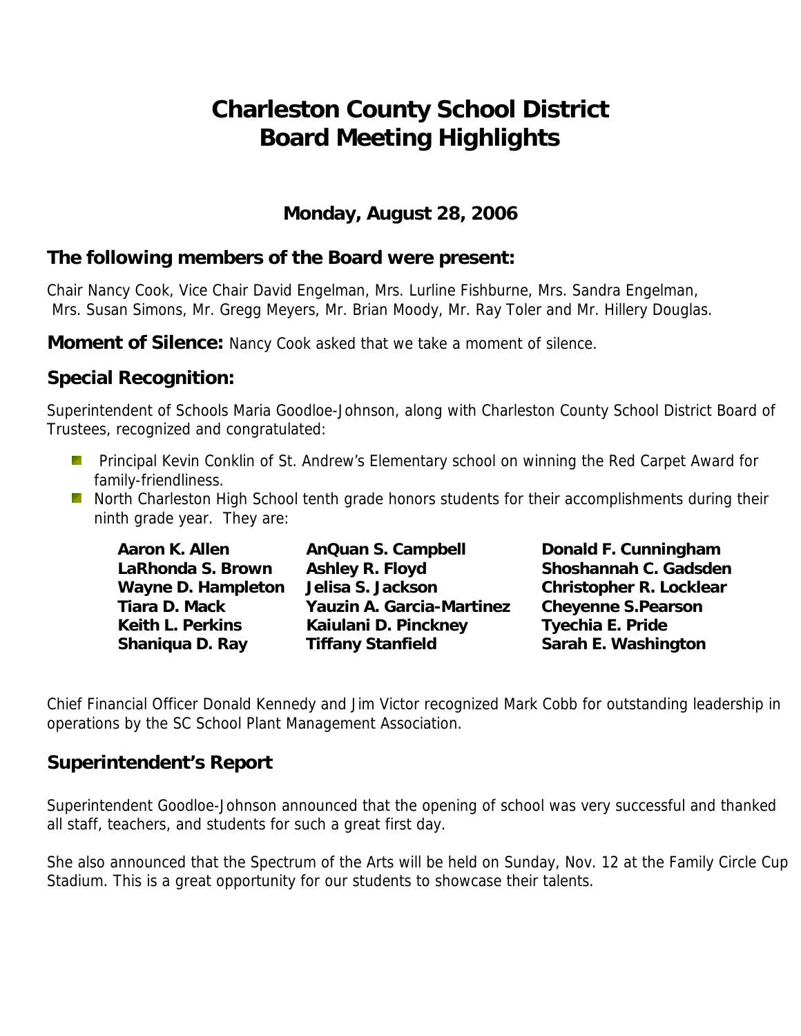# Charleston County School District Board Meeting Highlights

### Monday, August 28, 2006

## The following members of the Board were present:

Chair Nancy Cook, Vice Chair David Engelman, Mrs. Lurline Fishburne, Mrs. Sandra Engelman, Mrs. Susan Simons, Mr. Gregg Meyers, Mr. Brian Moody, Mr. Ray Toler and Mr. Hillery Douglas.

**Moment of Silence:** Nancy Cook asked that we take a moment of silence.

## Special Recognition:

Superintendent of Schools Maria Goodloe-Johnson, along with Charleston County School District Board of Trustees, recognized and congratulated:

- Principal Kevin Conklin of St. Andrew's Elementary school on winning the Red Carpet Award for family-friendliness.
- North Charleston High School tenth grade honors students for their accomplishments during their ninth grade year. They are:

| | | |
|---|---|---|
| **Aaron K. Allen** | **AnQuan S. Campbell** | **Donald F. Cunningham** |
| **LaRhonda S. Brown** | **Ashley R. Floyd** | **Shoshannah C. Gadsden** |
| **Wayne D. Hampleton** | **Jelisa S. Jackson** | **Christopher R. Locklear** |
| **Tiara D. Mack** | **Yauzin A. Garcia-Martinez** | **Cheyenne S.Pearson** |
| **Keith L. Perkins** | **Kaiulani D. Pinckney** | **Tyechia E. Pride** |
| **Shaniqua D. Ray** | **Tiffany Stanfield** | **Sarah E. Washington** |

Chief Financial Officer Donald Kennedy and Jim Victor recognized Mark Cobb for outstanding leadership in operations by the SC School Plant Management Association.

## Superintendent's Report

Superintendent Goodloe-Johnson announced that the opening of school was very successful and thanked all staff, teachers, and students for such a great first day.

She also announced that the Spectrum of the Arts will be held on Sunday, Nov. 12 at the Family Circle Cup Stadium. This is a great opportunity for our students to showcase their talents.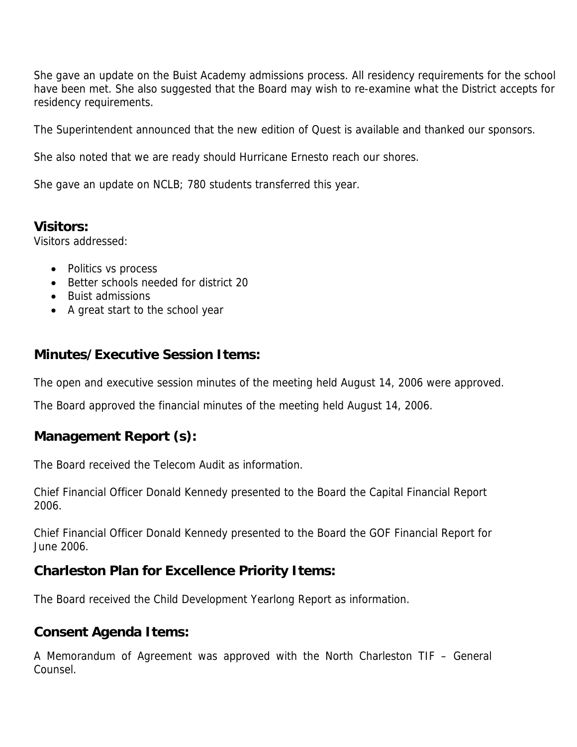She gave an update on the Buist Academy admissions process. All residency requirements for the school have been met. She also suggested that the Board may wish to re-examine what the District accepts for residency requirements.

The Superintendent announced that the new edition of Quest is available and thanked our sponsors.

She also noted that we are ready should Hurricane Ernesto reach our shores.

She gave an update on NCLB; 780 students transferred this year.

## Visitors:

Visitors addressed:

- Politics vs process
- Better schools needed for district 20
- Buist admissions
- A great start to the school year

## Minutes/Executive Session Items:

The open and executive session minutes of the meeting held August 14, 2006 were approved.

The Board approved the financial minutes of the meeting held August 14, 2006.

## Management Report (s):

The Board received the Telecom Audit as information.

Chief Financial Officer Donald Kennedy presented to the Board the Capital Financial Report 2006.

Chief Financial Officer Donald Kennedy presented to the Board the GOF Financial Report for June 2006.

## Charleston Plan for Excellence Priority Items:

The Board received the Child Development Yearlong Report as information.

## Consent Agenda Items:

A Memorandum of Agreement was approved with the North Charleston TIF – General Counsel.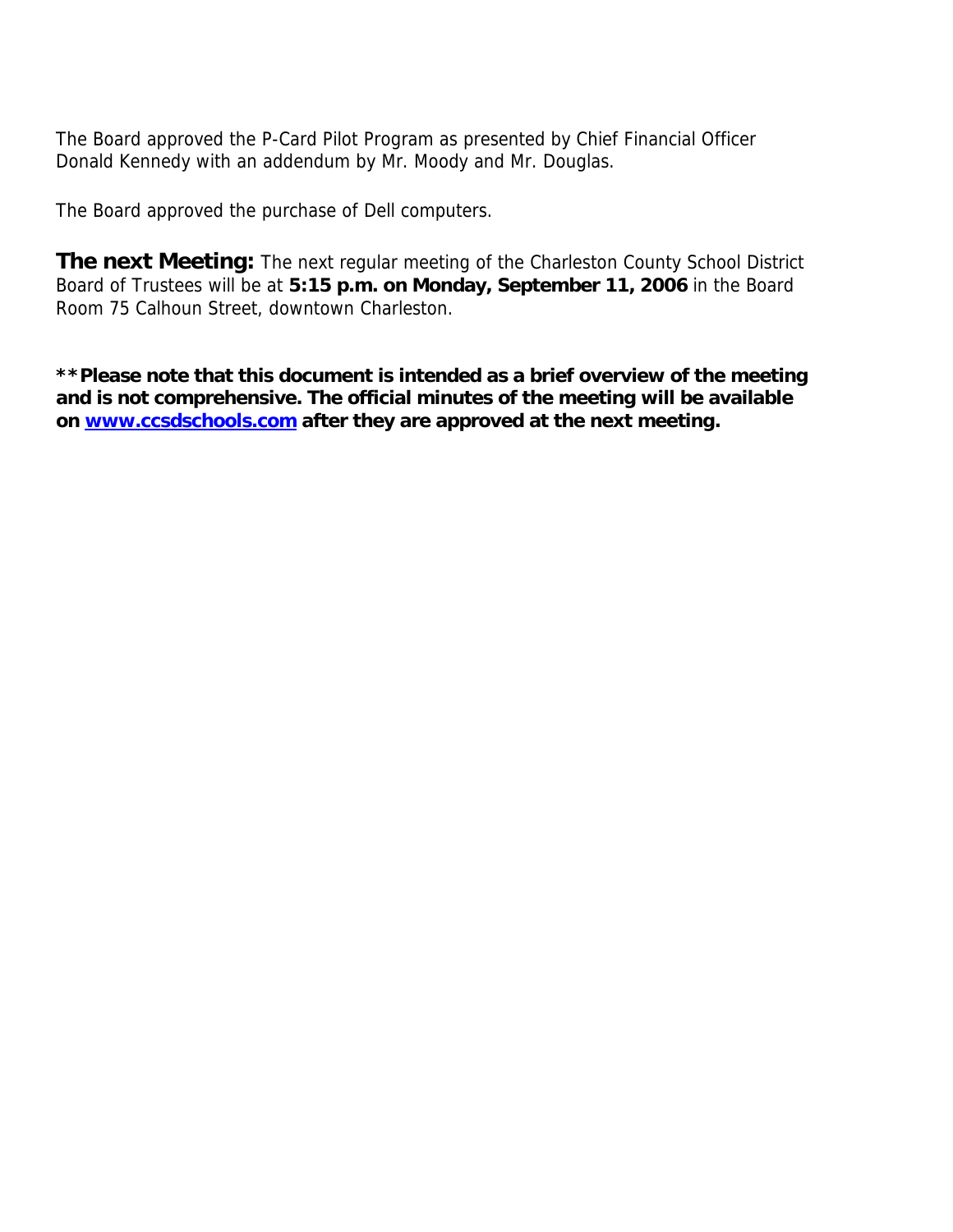The Board approved the P-Card Pilot Program as presented by Chief Financial Officer Donald Kennedy with an addendum by Mr. Moody and Mr. Douglas.

The Board approved the purchase of Dell computers.

**The next Meeting:** The next regular meeting of the Charleston County School District Board of Trustees will be at **5:15 p.m. on Monday, September 11, 2006** in the Board Room 75 Calhoun Street, downtown Charleston.

****Please note that this document is intended as a brief overview of the meeting and is not comprehensive. The official minutes of the meeting will be available on [www.ccsdschools.com](http://www.ccsdschools.com) after they are approved at the next meeting.**